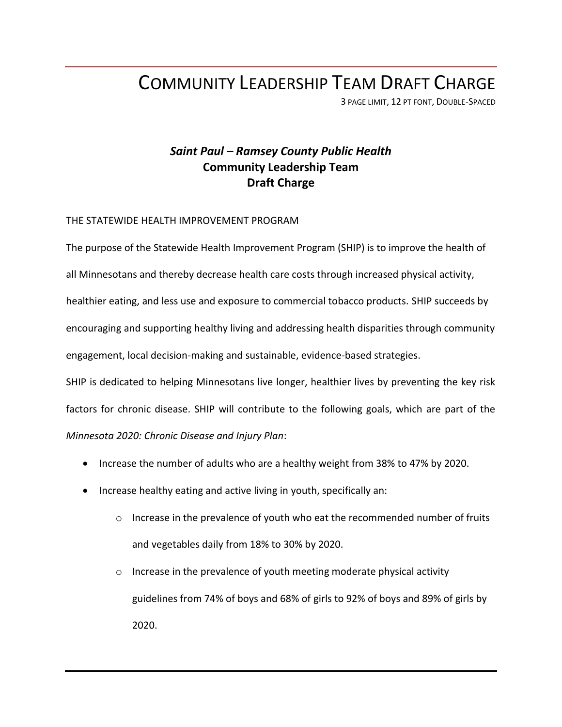# COMMUNITY LEADERSHIP TEAM DRAFT CHARGE

3 PAGE LIMIT, 12 PT FONT, DOUBLE-SPACED

## *Saint Paul – Ramsey County Public Health*
## **Community Leadership Team**
## **Draft Charge**

THE STATEWIDE HEALTH IMPROVEMENT PROGRAM

The purpose of the Statewide Health Improvement Program (SHIP) is to improve the health of all Minnesotans and thereby decrease health care costs through increased physical activity, healthier eating, and less use and exposure to commercial tobacco products. SHIP succeeds by encouraging and supporting healthy living and addressing health disparities through community engagement, local decision-making and sustainable, evidence-based strategies.

SHIP is dedicated to helping Minnesotans live longer, healthier lives by preventing the key risk factors for chronic disease. SHIP will contribute to the following goals, which are part of the *Minnesota 2020: Chronic Disease and Injury Plan*:

- Increase the number of adults who are a healthy weight from 38% to 47% by 2020.
- Increase healthy eating and active living in youth, specifically an:
    - Increase in the prevalence of youth who eat the recommended number of fruits and vegetables daily from 18% to 30% by 2020.
    - Increase in the prevalence of youth meeting moderate physical activity guidelines from 74% of boys and 68% of girls to 92% of boys and 89% of girls by 2020.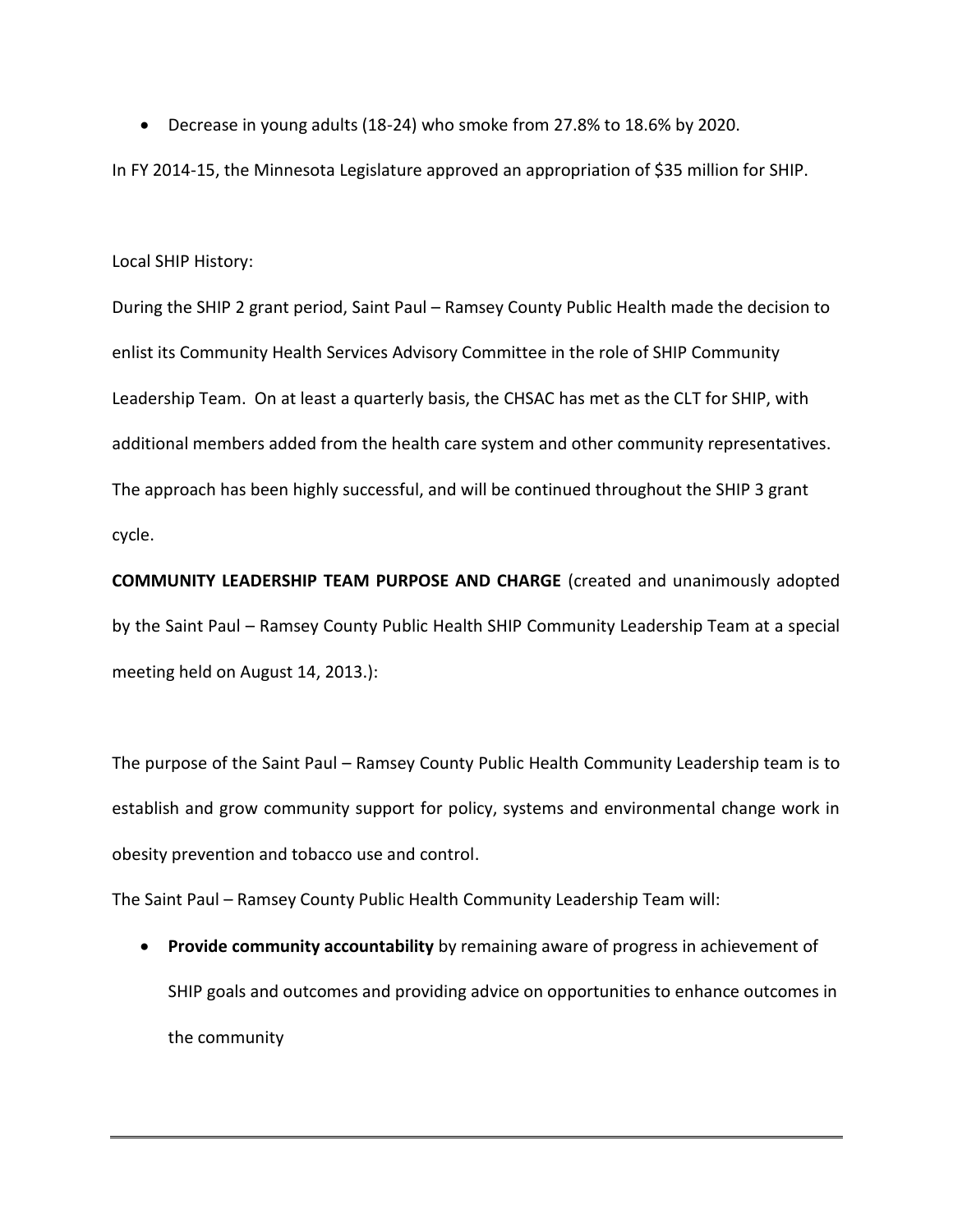- Decrease in young adults (18-24) who smoke from 27.8% to 18.6% by 2020.

In FY 2014-15, the Minnesota Legislature approved an appropriation of $35 million for SHIP.

Local SHIP History:

During the SHIP 2 grant period, Saint Paul – Ramsey County Public Health made the decision to enlist its Community Health Services Advisory Committee in the role of SHIP Community Leadership Team. On at least a quarterly basis, the CHSAC has met as the CLT for SHIP, with additional members added from the health care system and other community representatives. The approach has been highly successful, and will be continued throughout the SHIP 3 grant cycle.

**COMMUNITY LEADERSHIP TEAM PURPOSE AND CHARGE** (created and unanimously adopted by the Saint Paul – Ramsey County Public Health SHIP Community Leadership Team at a special meeting held on August 14, 2013.):

The purpose of the Saint Paul – Ramsey County Public Health Community Leadership team is to establish and grow community support for policy, systems and environmental change work in obesity prevention and tobacco use and control.

The Saint Paul – Ramsey County Public Health Community Leadership Team will:

- **Provide community accountability** by remaining aware of progress in achievement of SHIP goals and outcomes and providing advice on opportunities to enhance outcomes in the community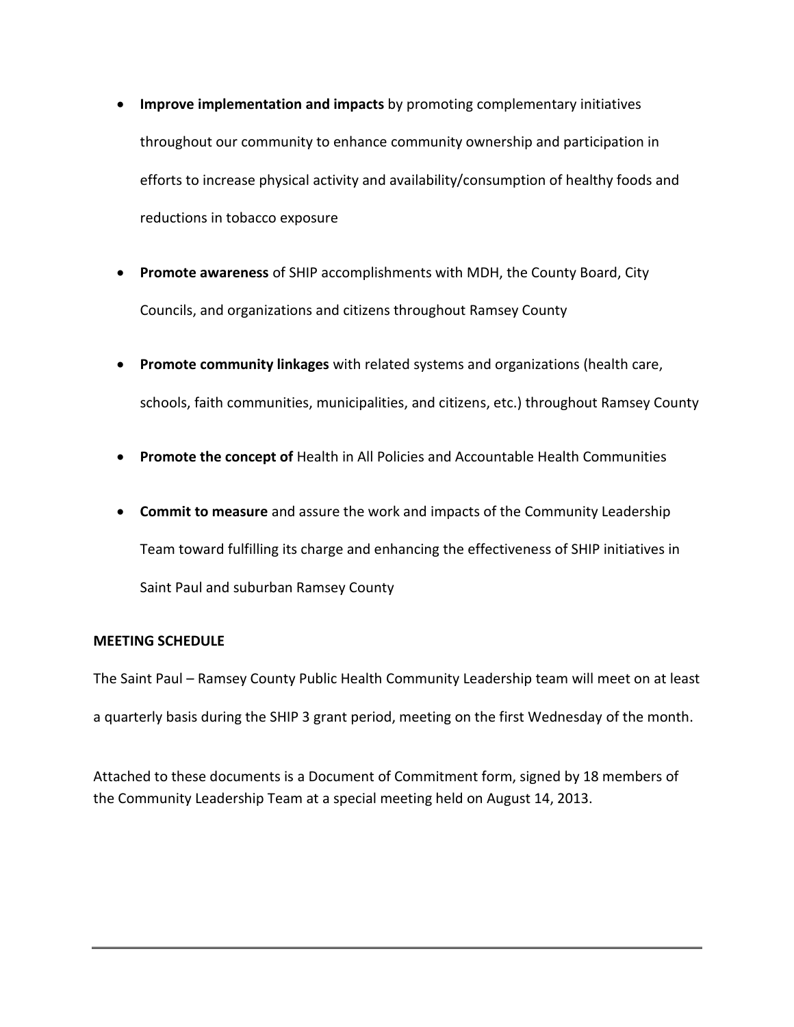- **Improve implementation and impacts** by promoting complementary initiatives throughout our community to enhance community ownership and participation in efforts to increase physical activity and availability/consumption of healthy foods and reductions in tobacco exposure

- **Promote awareness** of SHIP accomplishments with MDH, the County Board, City Councils, and organizations and citizens throughout Ramsey County

- **Promote community linkages** with related systems and organizations (health care, schools, faith communities, municipalities, and citizens, etc.) throughout Ramsey County

- **Promote the concept of** Health in All Policies and Accountable Health Communities

- **Commit to measure** and assure the work and impacts of the Community Leadership Team toward fulfilling its charge and enhancing the effectiveness of SHIP initiatives in Saint Paul and suburban Ramsey County

**MEETING SCHEDULE**

The Saint Paul – Ramsey County Public Health Community Leadership team will meet on at least a quarterly basis during the SHIP 3 grant period, meeting on the first Wednesday of the month.

Attached to these documents is a Document of Commitment form, signed by 18 members of the Community Leadership Team at a special meeting held on August 14, 2013.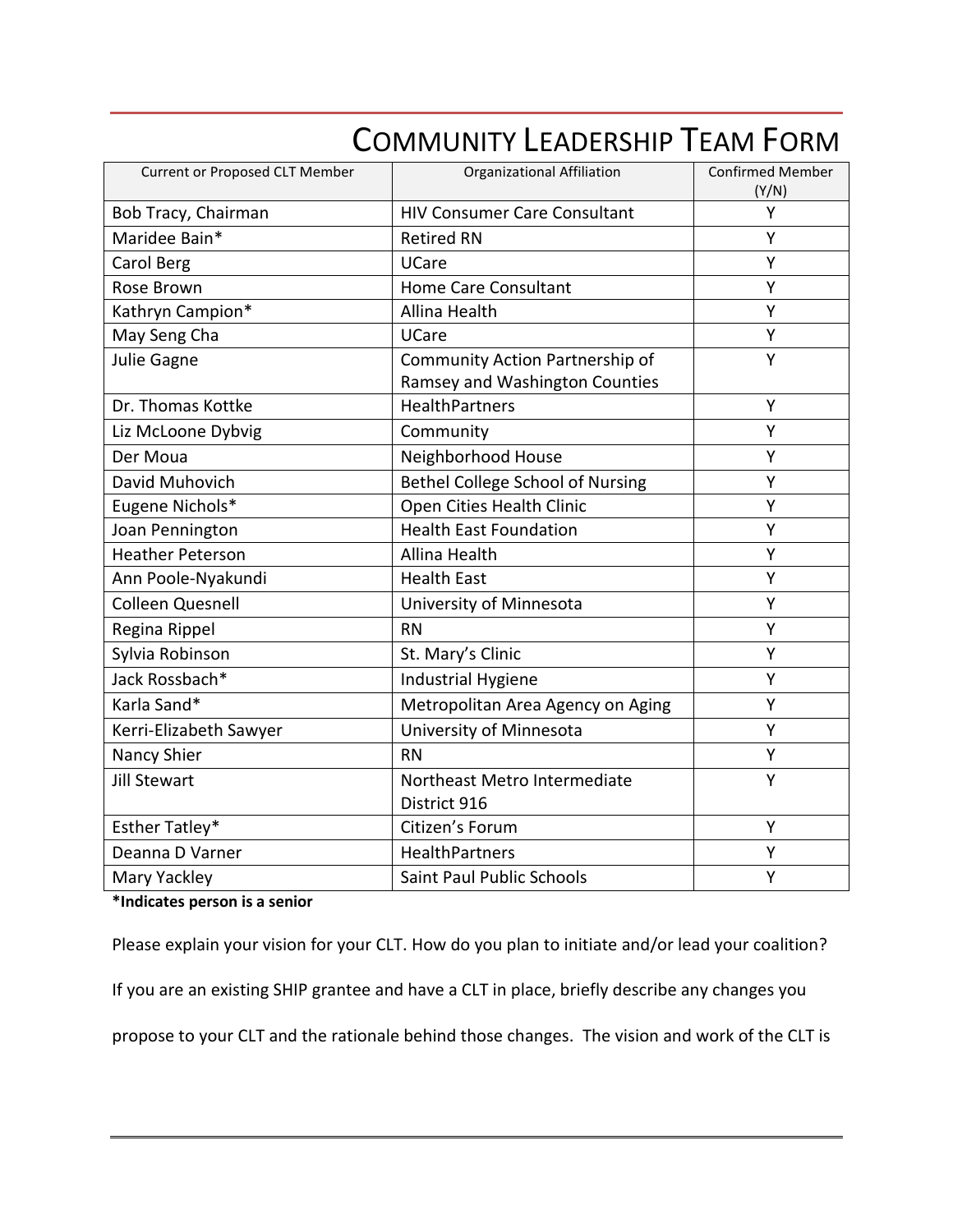# COMMUNITY LEADERSHIP TEAM FORM

| Current or Proposed CLT Member | Organizational Affiliation | Confirmed Member (Y/N) |
| --- | --- | --- |
| Bob Tracy, Chairman | HIV Consumer Care Consultant | Y |
| Maridee Bain* | Retired RN | Y |
| Carol Berg | UCare | Y |
| Rose Brown | Home Care Consultant | Y |
| Kathryn Campion* | Allina Health | Y |
| May Seng Cha | UCare | Y |
| Julie Gagne | Community Action Partnership of Ramsey and Washington Counties | Y |
| Dr. Thomas Kottke | HealthPartners | Y |
| Liz McLoone Dybvig | Community | Y |
| Der Moua | Neighborhood House | Y |
| David Muhovich | Bethel College School of Nursing | Y |
| Eugene Nichols* | Open Cities Health Clinic | Y |
| Joan Pennington | Health East Foundation | Y |
| Heather Peterson | Allina Health | Y |
| Ann Poole-Nyakundi | Health East | Y |
| Colleen Quesnell | University of Minnesota | Y |
| Regina Rippel | RN | Y |
| Sylvia Robinson | St. Mary's Clinic | Y |
| Jack Rossbach* | Industrial Hygiene | Y |
| Karla Sand* | Metropolitan Area Agency on Aging | Y |
| Kerri-Elizabeth Sawyer | University of Minnesota | Y |
| Nancy Shier | RN | Y |
| Jill Stewart | Northeast Metro Intermediate District 916 | Y |
| Esther Tatley* | Citizen's Forum | Y |
| Deanna D Varner | HealthPartners | Y |
| Mary Yackley | Saint Paul Public Schools | Y |

**\*Indicates person is a senior**

Please explain your vision for your CLT. How do you plan to initiate and/or lead your coalition? If you are an existing SHIP grantee and have a CLT in place, briefly describe any changes you propose to your CLT and the rationale behind those changes. The vision and work of the CLT is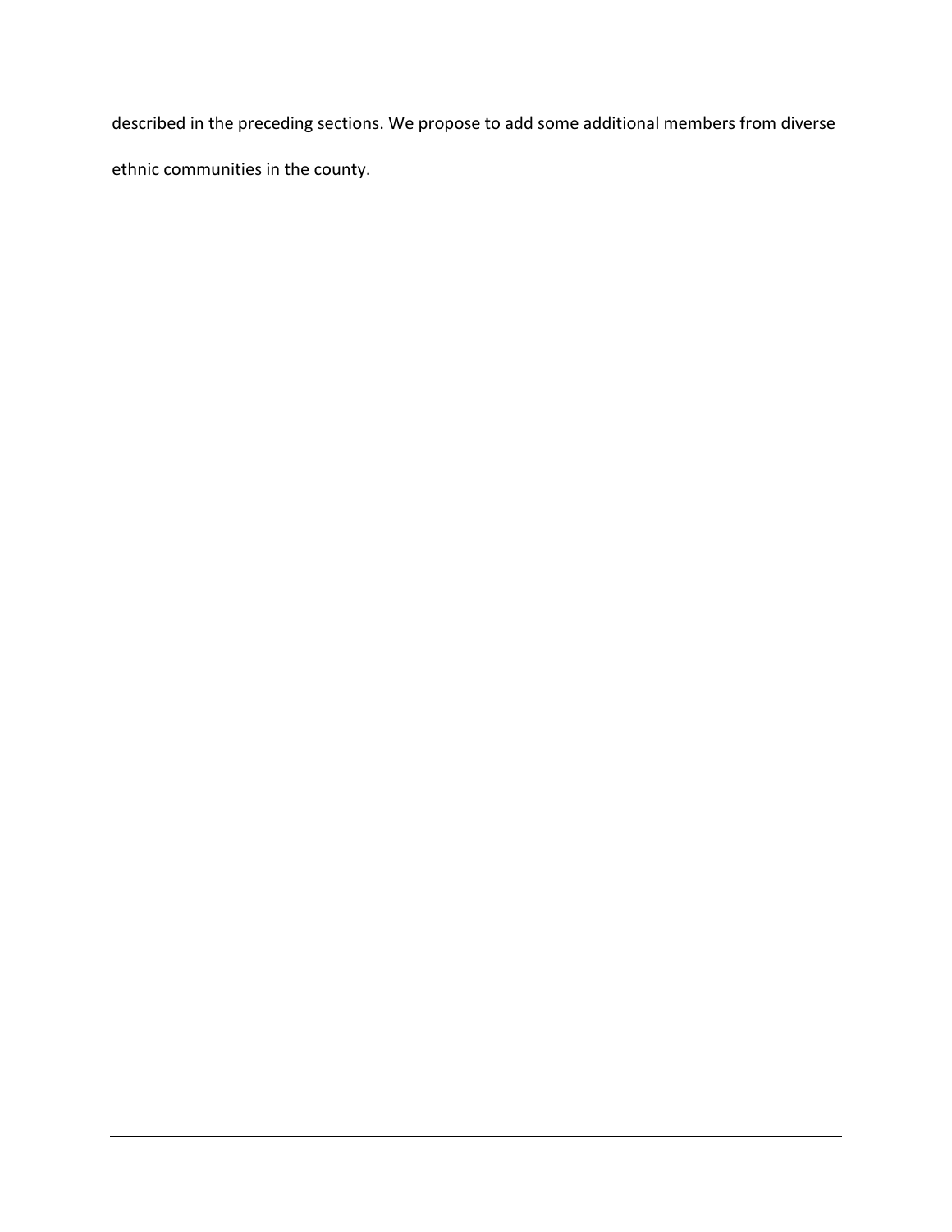described in the preceding sections. We propose to add some additional members from diverse ethnic communities in the county.